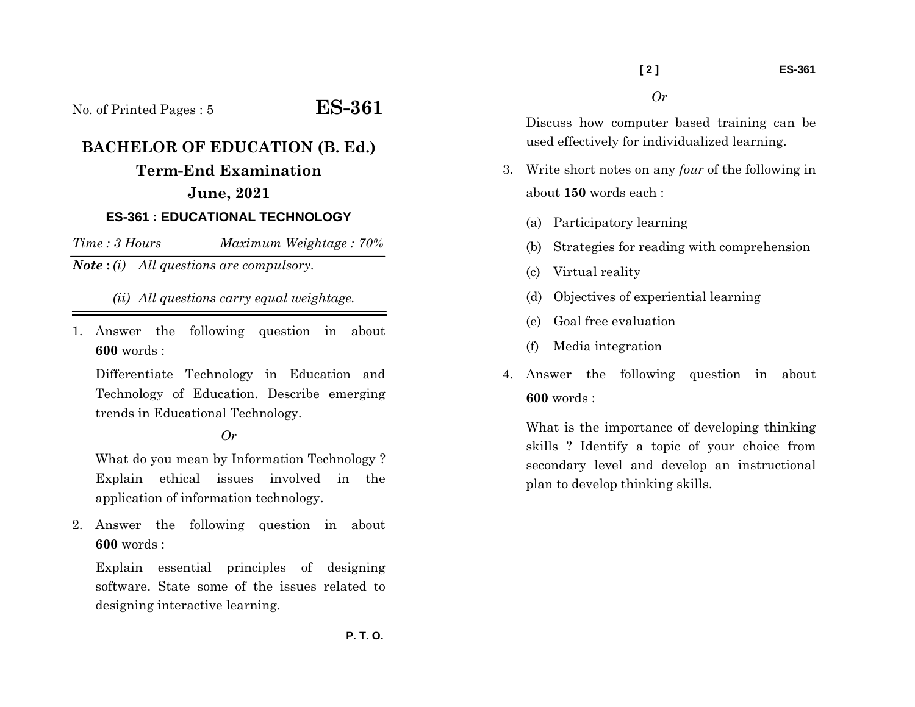No. of Printed Pages : 5

# ES-361

## BACHELOR OF EDUCATION (B. Ed.)

## Term-End Examination

## June, 2021

### ES-361 : EDUCATIONAL TECHNOLOGY

*Time : 3 Hours* *Maximum Weightage : 70%*

***Note*** **:** *(i) All questions are compulsory.*

*(ii) All questions carry equal weightage.*

---

1. Answer the following question in about **600** words :

   Differentiate Technology in Education and Technology of Education. Describe emerging trends in Educational Technology.

   *Or*

   What do you mean by Information Technology ? Explain ethical issues involved in the application of information technology.

2. Answer the following question in about **600** words :

   Explain essential principles of designing software. State some of the issues related to designing interactive learning.

   *Or*

   Discuss how computer based training can be used effectively for individualized learning.

3. Write short notes on any *four* of the following in about **150** words each :

   (a) Participatory learning

   (b) Strategies for reading with comprehension

   (c) Virtual reality

   (d) Objectives of experiential learning

   (e) Goal free evaluation

   (f) Media integration

4. Answer the following question in about **600** words :

   What is the importance of developing thinking skills ? Identify a topic of your choice from secondary level and develop an instructional plan to develop thinking skills.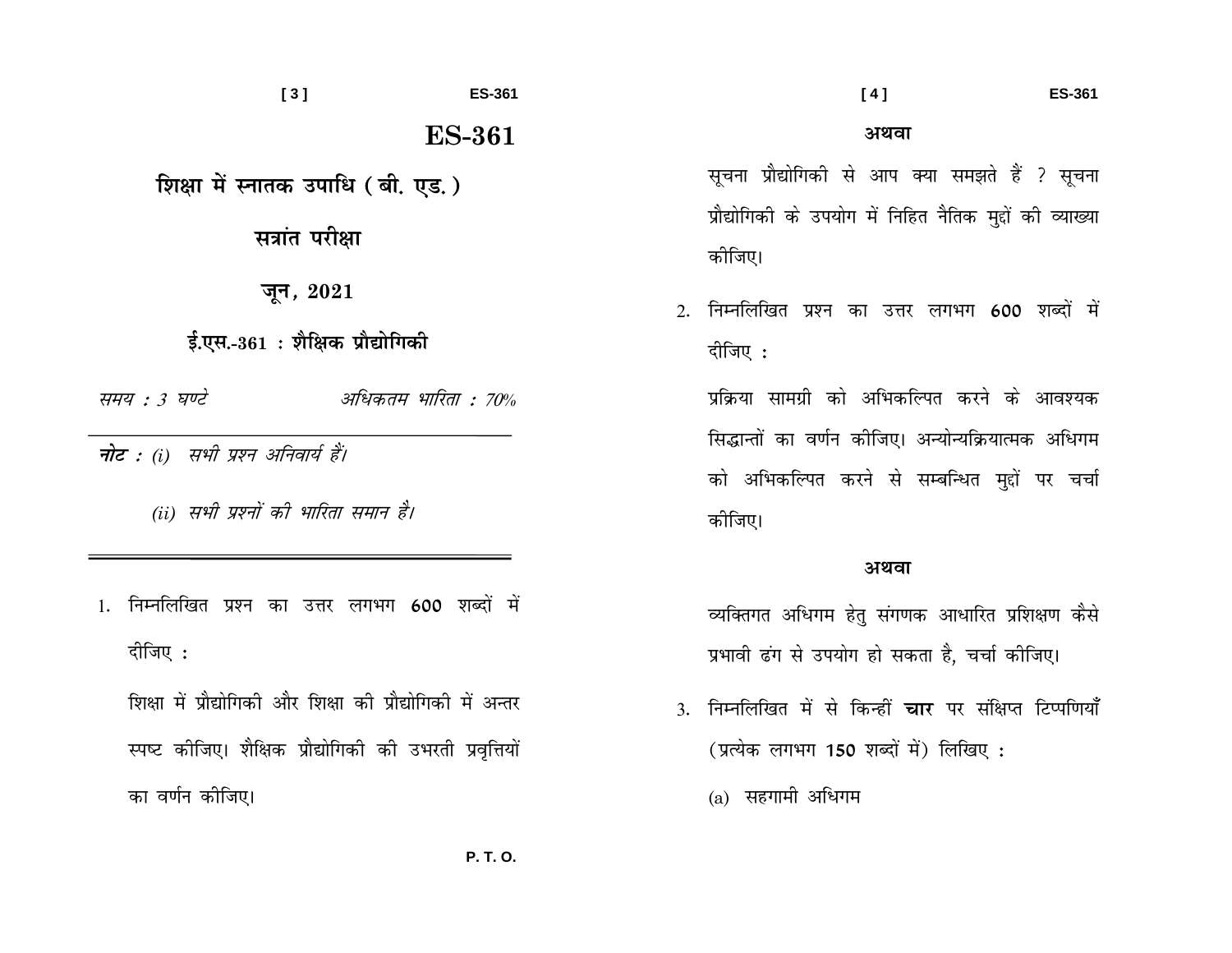# ES-361

## शिक्षा में स्नातक उपाधि ( बी. एड. )

## सत्रांत परीक्षा

## जून, 2021

### ई.एस.-361 : शैक्षिक प्रौद्योगिकी

*समय : 3 घण्टे* *अधिकतम भारिता : 70%*

---

***नोट :*** *(i) सभी प्रश्न अनिवार्य हैं।*

*(ii) सभी प्रश्नों की भारिता समान है।*

---

1. निम्नलिखित प्रश्न का उत्तर लगभग 600 शब्दों में दीजिए :

   शिक्षा में प्रौद्योगिकी और शिक्षा की प्रौद्योगिकी में अन्तर स्पष्ट कीजिए। शैक्षिक प्रौद्योगिकी की उभरती प्रवृत्तियों का वर्णन कीजिए।

   **अथवा**

   सूचना प्रौद्योगिकी से आप क्या समझते हैं ? सूचना प्रौद्योगिकी के उपयोग में निहित नैतिक मुद्दों की व्याख्या कीजिए।

2. निम्नलिखित प्रश्न का उत्तर लगभग 600 शब्दों में दीजिए :

   प्रक्रिया सामग्री को अभिकल्पित करने के आवश्यक सिद्धान्तों का वर्णन कीजिए। अन्योन्यक्रियात्मक अधिगम को अभिकल्पित करने से सम्बन्धित मुद्दों पर चर्चा कीजिए।

   **अथवा**

   व्यक्तिगत अधिगम हेतु संगणक आधारित प्रशिक्षण कैसे प्रभावी ढंग से उपयोग हो सकता है, चर्चा कीजिए।

3. निम्नलिखित में से किन्हीं **चार** पर संक्षिप्त टिप्पणियाँ (प्रत्येक लगभग 150 शब्दों में) लिखिए :

   (a) सहगामी अधिगम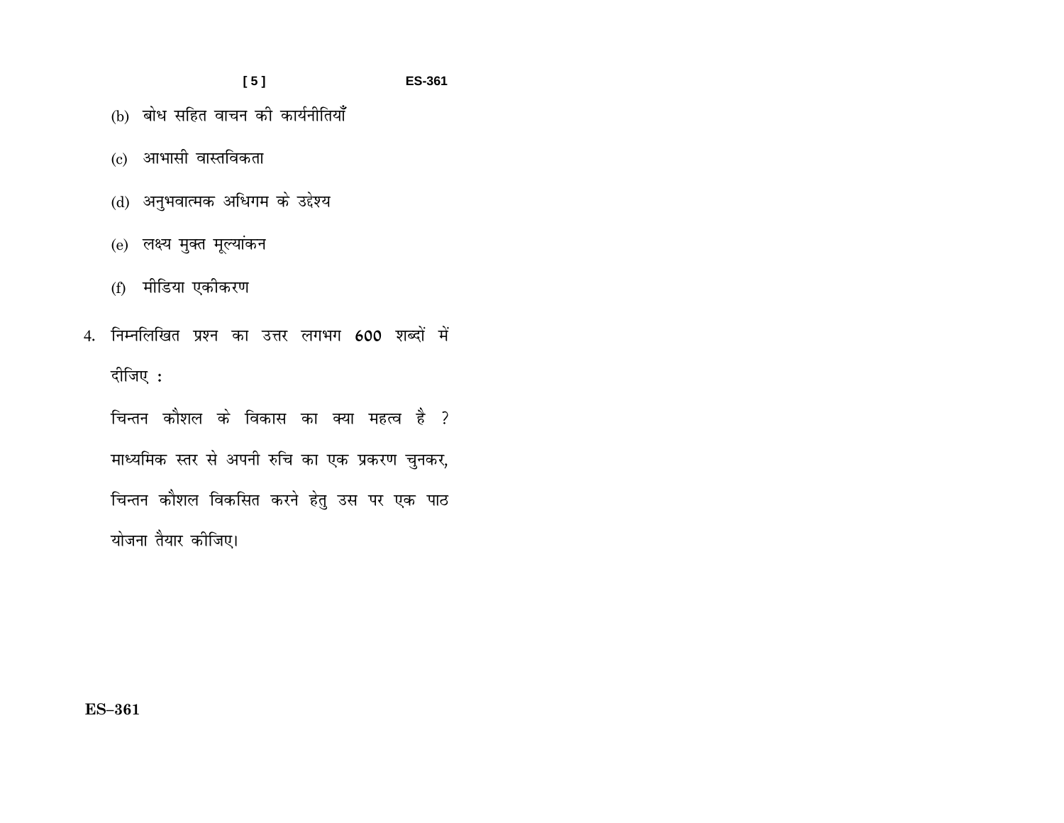(b) बोध सहित वाचन की कार्यनीतियाँ

(c) आभासी वास्तविकता

(d) अनुभवात्मक अधिगम के उद्देश्य

(e) लक्ष्य मुक्त मूल्यांकन

(f) मीडिया एकीकरण

4. निम्नलिखित प्रश्न का उत्तर लगभग 600 शब्दों में दीजिए :

चिन्तन कौशल के विकास का क्या महत्व है ? माध्यमिक स्तर से अपनी रुचि का एक प्रकरण चुनकर, चिन्तन कौशल विकसित करने हेतु उस पर एक पाठ योजना तैयार कीजिए।